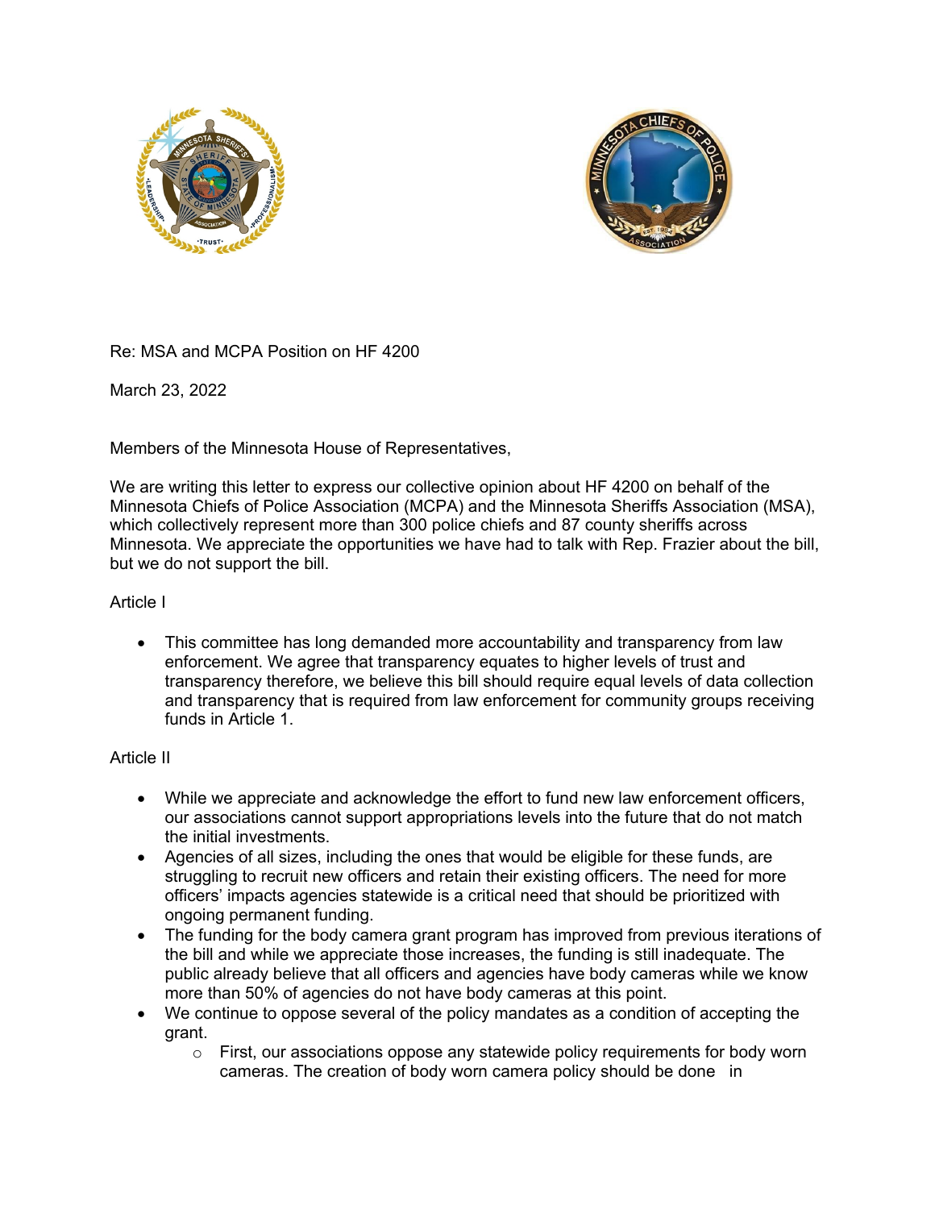Re: MSA and MCPA Position on HF 4200

March 23, 2022

Members of the Minnesota House of Representatives,

We are writing this letter to express our collective opinion about HF 4200 on behalf of the Minnesota Chiefs of Police Association (MCPA) and the Minnesota Sheriffs Association (MSA), which collectively represent more than 300 police chiefs and 87 county sheriffs across Minnesota. We appreciate the opportunities we have had to talk with Rep. Frazier about the bill, but we do not support the bill.

Article I

- This committee has long demanded more accountability and transparency from law enforcement. We agree that transparency equates to higher levels of trust and transparency therefore, we believe this bill should require equal levels of data collection and transparency that is required from law enforcement for community groups receiving funds in Article 1.

Article II

- While we appreciate and acknowledge the effort to fund new law enforcement officers, our associations cannot support appropriations levels into the future that do not match the initial investments.
- Agencies of all sizes, including the ones that would be eligible for these funds, are struggling to recruit new officers and retain their existing officers. The need for more officers' impacts agencies statewide is a critical need that should be prioritized with ongoing permanent funding.
- The funding for the body camera grant program has improved from previous iterations of the bill and while we appreciate those increases, the funding is still inadequate. The public already believe that all officers and agencies have body cameras while we know more than 50% of agencies do not have body cameras at this point.
- We continue to oppose several of the policy mandates as a condition of accepting the grant.
  - First, our associations oppose any statewide policy requirements for body worn cameras. The creation of body worn camera policy should be done in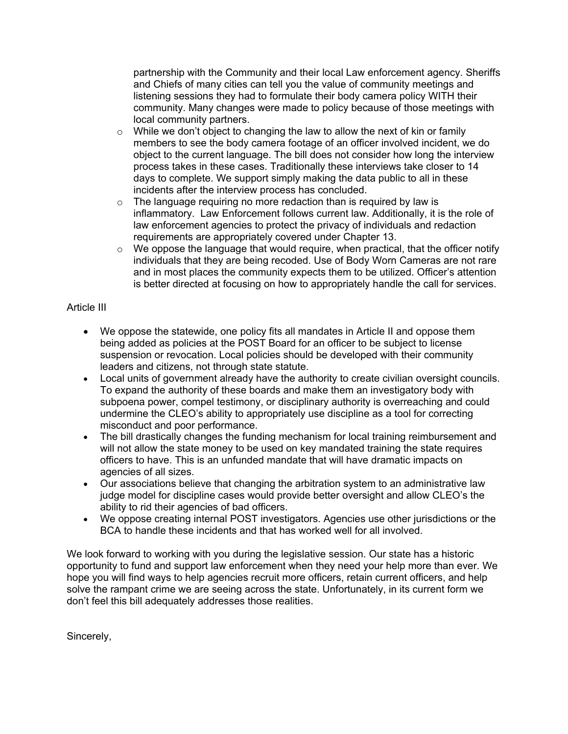partnership with the Community and their local Law enforcement agency. Sheriffs and Chiefs of many cities can tell you the value of community meetings and listening sessions they had to formulate their body camera policy WITH their community. Many changes were made to policy because of those meetings with local community partners.

- While we don't object to changing the law to allow the next of kin or family members to see the body camera footage of an officer involved incident, we do object to the current language. The bill does not consider how long the interview process takes in these cases. Traditionally these interviews take closer to 14 days to complete. We support simply making the data public to all in these incidents after the interview process has concluded.
- The language requiring no more redaction than is required by law is inflammatory. Law Enforcement follows current law. Additionally, it is the role of law enforcement agencies to protect the privacy of individuals and redaction requirements are appropriately covered under Chapter 13.
- We oppose the language that would require, when practical, that the officer notify individuals that they are being recoded. Use of Body Worn Cameras are not rare and in most places the community expects them to be utilized. Officer's attention is better directed at focusing on how to appropriately handle the call for services.

Article III

- We oppose the statewide, one policy fits all mandates in Article II and oppose them being added as policies at the POST Board for an officer to be subject to license suspension or revocation. Local policies should be developed with their community leaders and citizens, not through state statute.
- Local units of government already have the authority to create civilian oversight councils. To expand the authority of these boards and make them an investigatory body with subpoena power, compel testimony, or disciplinary authority is overreaching and could undermine the CLEO's ability to appropriately use discipline as a tool for correcting misconduct and poor performance.
- The bill drastically changes the funding mechanism for local training reimbursement and will not allow the state money to be used on key mandated training the state requires officers to have. This is an unfunded mandate that will have dramatic impacts on agencies of all sizes.
- Our associations believe that changing the arbitration system to an administrative law judge model for discipline cases would provide better oversight and allow CLEO's the ability to rid their agencies of bad officers.
- We oppose creating internal POST investigators. Agencies use other jurisdictions or the BCA to handle these incidents and that has worked well for all involved.

We look forward to working with you during the legislative session. Our state has a historic opportunity to fund and support law enforcement when they need your help more than ever. We hope you will find ways to help agencies recruit more officers, retain current officers, and help solve the rampant crime we are seeing across the state. Unfortunately, in its current form we don't feel this bill adequately addresses those realities.

Sincerely,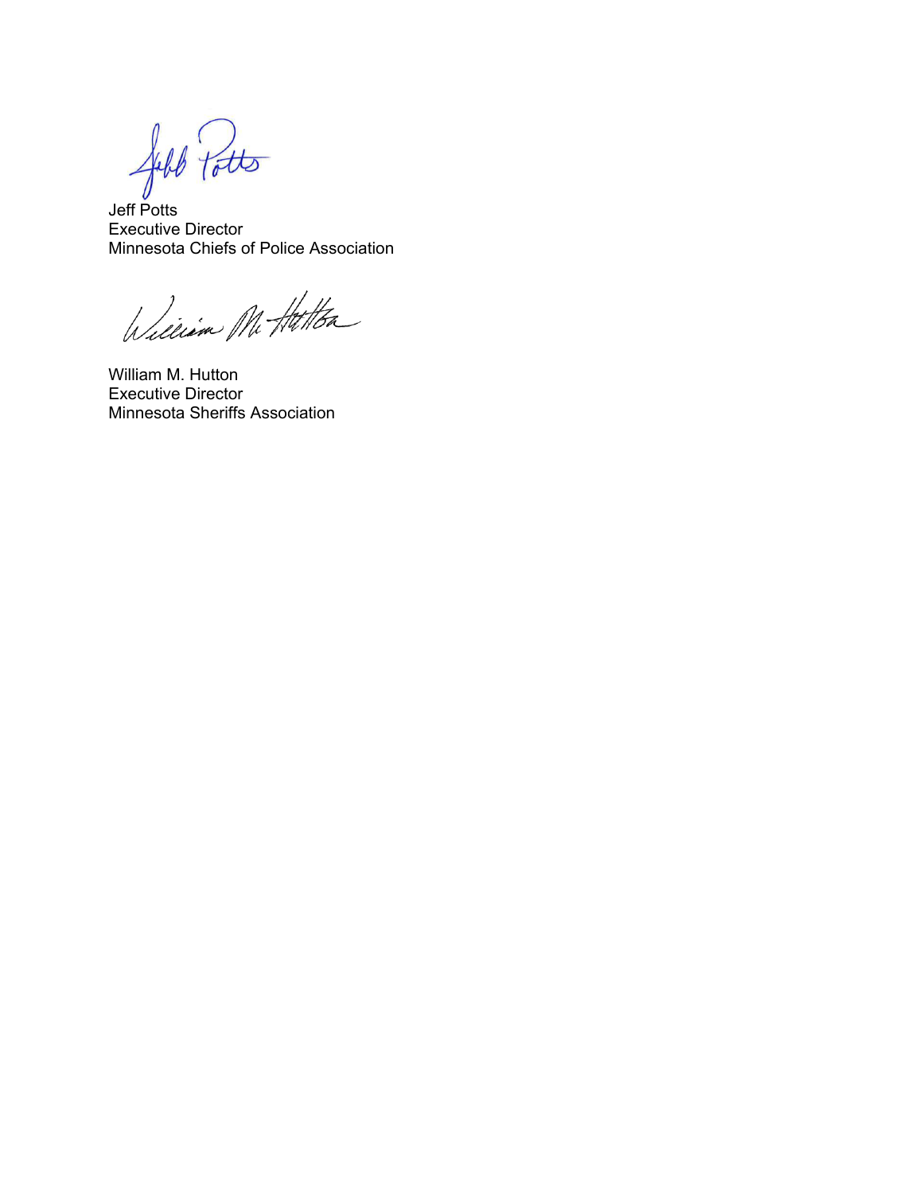Jeff Potts
Executive Director
Minnesota Chiefs of Police Association

William M. Hutton
Executive Director
Minnesota Sheriffs Association